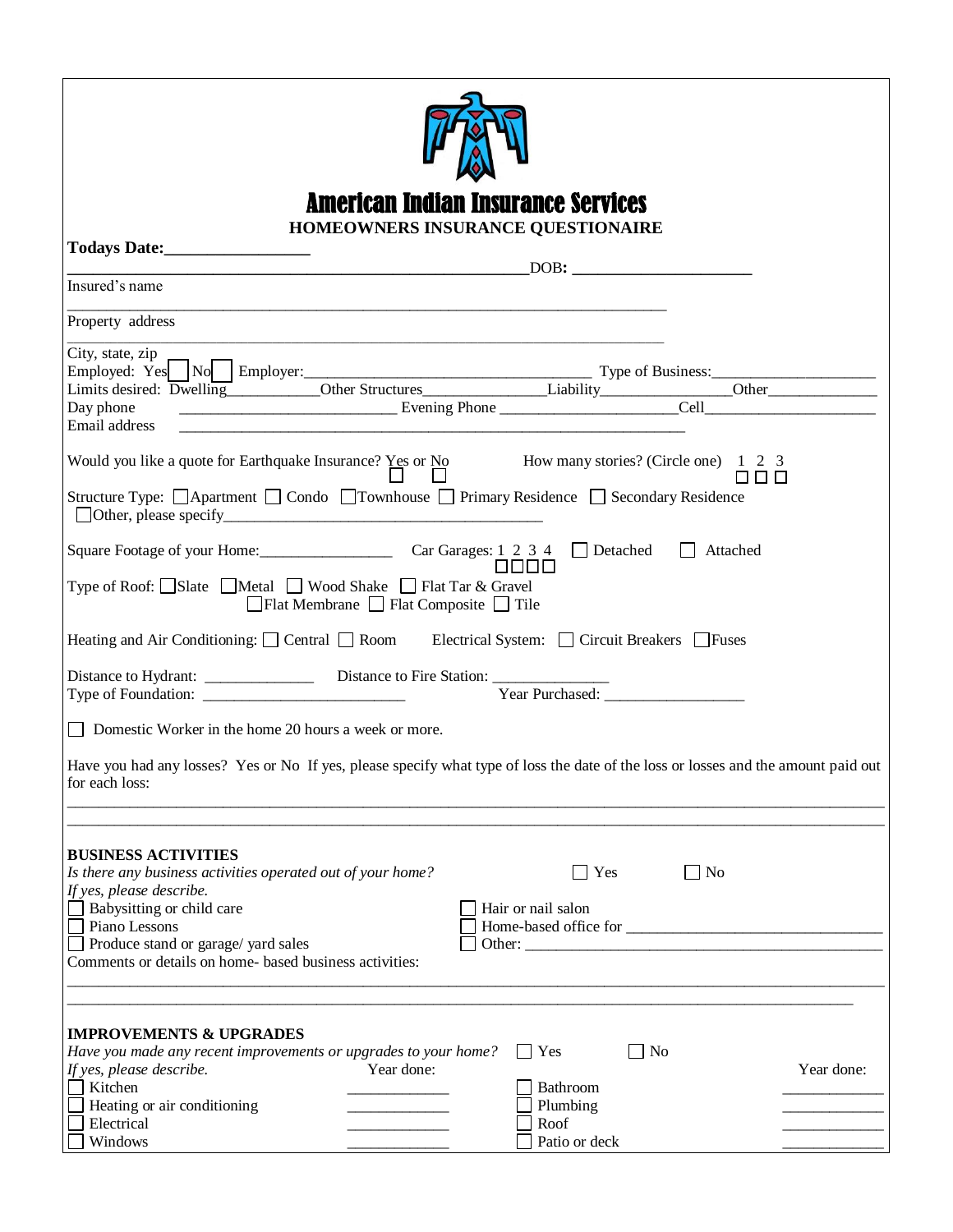# American Indian Insurance Services

## HOMEOWNERS INSURANCE QUESTIONAIRE

**Todays Date:________________**

________________________________________________________DOB: **______________________**

Insured's name

______________________________________________________________________

Property address

______________________________________________________________________

City, state, zip

Employed: Yes ☐ No ☐ Employer:____________________________________ Type of Business:____________________

Limits desired: Dwelling___________Other Structures_______________Liability________________Other______________

Day phone ___________________________ Evening Phone ______________________Cell______________________

Email address ____________________________________________________________

Would you like a quote for Earthquake Insurance? Yes ☐ or No ☐ How many stories? (Circle one) 1 ☐ 2 ☐ 3 ☐

Structure Type: ☐ Apartment ☐ Condo ☐ Townhouse ☐ Primary Residence ☐ Secondary Residence ☐ Other, please specify________________________________________

Square Footage of your Home:________________ Car Garages: 1 ☐ 2 ☐ 3 ☐ 4 ☐ ☐ Detached ☐ Attached

Type of Roof: ☐ Slate ☐ Metal ☐ Wood Shake ☐ Flat Tar & Gravel ☐ Flat Membrane ☐ Flat Composite ☐ Tile

Heating and Air Conditioning: ☐ Central ☐ Room Electrical System: ☐ Circuit Breakers ☐ Fuses

Distance to Hydrant: ______________ Distance to Fire Station: ______________

Type of Foundation: _________________________ Year Purchased: _________________

☐ Domestic Worker in the home 20 hours a week or more.

Have you had any losses? Yes or No If yes, please specify what type of loss the date of the loss or losses and the amount paid out for each loss:

______________________________________________________________________________________________

______________________________________________________________________________________________

**BUSINESS ACTIVITIES**

*Is there any business activities operated out of your home?* ☐ Yes ☐ No

*If yes, please describe.*

☐ Babysitting or child care

☐ Piano Lessons

☐ Produce stand or garage/ yard sales

☐ Hair or nail salon

☐ Home-based office for ________________________________

☐ Other: ____________________________________________

Comments or details on home- based business activities:

______________________________________________________________________________________________

______________________________________________________________________________________________

**IMPROVEMENTS & UPGRADES**

*Have you made any recent improvements or upgrades to your home?* ☐ Yes ☐ No

*If yes, please describe.*

| | Year done: | | Year done: |
|---|---|---|---|
| ☐ Kitchen | ____________ | ☐ Bathroom | ____________ |
| ☐ Heating or air conditioning | ____________ | ☐ Plumbing | ____________ |
| ☐ Electrical | ____________ | ☐ Roof | ____________ |
| ☐ Windows | ____________ | ☐ Patio or deck | ____________ |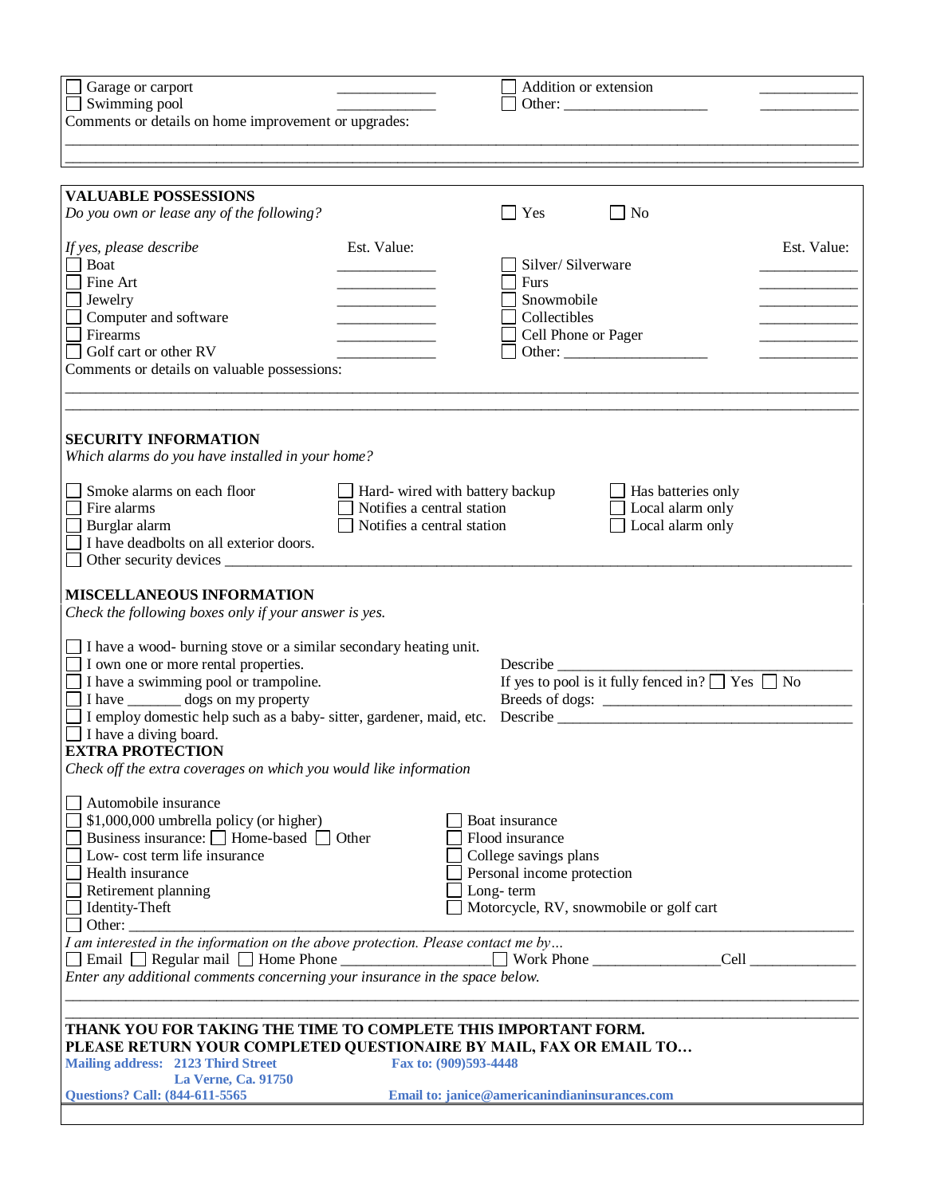☐ Garage or carport \_\_\_\_\_\_\_\_\_\_\_\_ ☐ Addition or extension \_\_\_\_\_\_\_\_\_\_\_\_

☐ Swimming pool \_\_\_\_\_\_\_\_\_\_\_\_ ☐ Other: \_\_\_\_\_\_\_\_\_\_\_\_\_\_\_\_\_\_ \_\_\_\_\_\_\_\_\_\_\_\_

Comments or details on home improvement or upgrades:

\_\_\_\_\_\_\_\_\_\_\_\_\_\_\_\_\_\_\_\_\_\_\_\_\_\_\_\_\_\_\_\_\_\_\_\_\_\_\_\_\_\_\_\_\_\_\_\_\_\_\_\_\_\_\_\_\_\_\_\_\_\_\_\_\_\_\_\_\_\_\_\_\_\_\_\_\_\_

\_\_\_\_\_\_\_\_\_\_\_\_\_\_\_\_\_\_\_\_\_\_\_\_\_\_\_\_\_\_\_\_\_\_\_\_\_\_\_\_\_\_\_\_\_\_\_\_\_\_\_\_\_\_\_\_\_\_\_\_\_\_\_\_\_\_\_\_\_\_\_\_\_\_\_\_\_\_

**VALUABLE POSSESSIONS**

*Do you own or lease any of the following?* ☐ Yes ☐ No

| *If yes, please describe* | Est. Value: | | Est. Value: |
|---|---|---|---|
| ☐ Boat | \_\_\_\_\_\_\_\_\_\_\_\_ | ☐ Silver/ Silverware | \_\_\_\_\_\_\_\_\_\_\_\_ |
| ☐ Fine Art | \_\_\_\_\_\_\_\_\_\_\_\_ | ☐ Furs | \_\_\_\_\_\_\_\_\_\_\_\_ |
| ☐ Jewelry | \_\_\_\_\_\_\_\_\_\_\_\_ | ☐ Snowmobile | \_\_\_\_\_\_\_\_\_\_\_\_ |
| ☐ Computer and software | \_\_\_\_\_\_\_\_\_\_\_\_ | ☐ Collectibles | \_\_\_\_\_\_\_\_\_\_\_\_ |
| ☐ Firearms | \_\_\_\_\_\_\_\_\_\_\_\_ | ☐ Cell Phone or Pager | \_\_\_\_\_\_\_\_\_\_\_\_ |
| ☐ Golf cart or other RV | \_\_\_\_\_\_\_\_\_\_\_\_ | ☐ Other: \_\_\_\_\_\_\_\_\_\_\_\_\_\_\_\_\_\_ | \_\_\_\_\_\_\_\_\_\_\_\_ |

Comments or details on valuable possessions:

\_\_\_\_\_\_\_\_\_\_\_\_\_\_\_\_\_\_\_\_\_\_\_\_\_\_\_\_\_\_\_\_\_\_\_\_\_\_\_\_\_\_\_\_\_\_\_\_\_\_\_\_\_\_\_\_\_\_\_\_\_\_\_\_\_\_\_\_\_\_\_\_\_\_\_\_\_\_

\_\_\_\_\_\_\_\_\_\_\_\_\_\_\_\_\_\_\_\_\_\_\_\_\_\_\_\_\_\_\_\_\_\_\_\_\_\_\_\_\_\_\_\_\_\_\_\_\_\_\_\_\_\_\_\_\_\_\_\_\_\_\_\_\_\_\_\_\_\_\_\_\_\_\_\_\_\_

**SECURITY INFORMATION**

*Which alarms do you have installed in your home?*

| | | |
|---|---|---|
| ☐ Smoke alarms on each floor | ☐ Hard- wired with battery backup | ☐ Has batteries only |
| ☐ Fire alarms | ☐ Notifies a central station | ☐ Local alarm only |
| ☐ Burglar alarm | ☐ Notifies a central station | ☐ Local alarm only |

☐ I have deadbolts on all exterior doors.

☐ Other security devices \_\_\_\_\_\_\_\_\_\_\_\_\_\_\_\_\_\_\_\_\_\_\_\_\_\_\_\_\_\_\_\_\_\_\_\_\_\_\_\_\_\_\_\_\_\_\_\_\_\_\_\_\_\_\_\_\_\_\_\_

**MISCELLANEOUS INFORMATION**

*Check the following boxes only if your answer is yes.*

☐ I have a wood- burning stove or a similar secondary heating unit.

☐ I own one or more rental properties. Describe \_\_\_\_\_\_\_\_\_\_\_\_\_\_\_\_\_\_\_\_\_\_\_\_\_\_\_\_\_\_\_\_\_\_\_\_

☐ I have a swimming pool or trampoline. If yes to pool is it fully fenced in? ☐ Yes ☐ No

☐ I have \_\_\_\_\_\_\_ dogs on my property Breeds of dogs: \_\_\_\_\_\_\_\_\_\_\_\_\_\_\_\_\_\_\_\_\_\_\_\_\_\_\_\_\_\_\_\_\_\_

☐ I employ domestic help such as a baby- sitter, gardener, maid, etc. Describe \_\_\_\_\_\_\_\_\_\_\_\_\_\_\_\_\_\_\_\_\_\_\_\_\_\_\_\_\_\_\_\_\_\_\_\_

☐ I have a diving board.

**EXTRA PROTECTION**

*Check off the extra coverages on which you would like information*

| | |
|---|---|
| ☐ Automobile insurance | |
| ☐ $1,000,000 umbrella policy (or higher) | ☐ Boat insurance |
| ☐ Business insurance: ☐ Home-based ☐ Other | ☐ Flood insurance |
| ☐ Low- cost term life insurance | ☐ College savings plans |
| ☐ Health insurance | ☐ Personal income protection |
| ☐ Retirement planning | ☐ Long- term |
| ☐ Identity-Theft | ☐ Motorcycle, RV, snowmobile or golf cart |

☐ Other: \_\_\_\_\_\_\_\_\_\_\_\_\_\_\_\_\_\_\_\_\_\_\_\_\_\_\_\_\_\_\_\_\_\_\_\_\_\_\_\_\_\_\_\_\_\_\_\_\_\_\_\_\_\_\_\_\_\_\_\_\_\_\_\_\_\_\_\_\_\_

*I am interested in the information on the above protection. Please contact me by…*

☐ Email ☐ Regular mail ☐ Home Phone \_\_\_\_\_\_\_\_\_\_\_\_\_\_\_\_\_\_ ☐ Work Phone \_\_\_\_\_\_\_\_\_\_\_\_\_\_\_\_ Cell \_\_\_\_\_\_\_\_\_\_\_\_\_

*Enter any additional comments concerning your insurance in the space below.*

\_\_\_\_\_\_\_\_\_\_\_\_\_\_\_\_\_\_\_\_\_\_\_\_\_\_\_\_\_\_\_\_\_\_\_\_\_\_\_\_\_\_\_\_\_\_\_\_\_\_\_\_\_\_\_\_\_\_\_\_\_\_\_\_\_\_\_\_\_\_\_\_\_\_\_\_\_\_

\_\_\_\_\_\_\_\_\_\_\_\_\_\_\_\_\_\_\_\_\_\_\_\_\_\_\_\_\_\_\_\_\_\_\_\_\_\_\_\_\_\_\_\_\_\_\_\_\_\_\_\_\_\_\_\_\_\_\_\_\_\_\_\_\_\_\_\_\_\_\_\_\_\_\_\_\_\_

**THANK YOU FOR TAKING THE TIME TO COMPLETE THIS IMPORTANT FORM.**
**PLEASE RETURN YOUR COMPLETED QUESTIONAIRE BY MAIL, FAX OR EMAIL TO…**

**Mailing address: 2123 Third Street**
**La Verne, Ca. 91750**

**Fax to: (909)593-4448**

**Questions? Call: (844-611-5565**

**Email to: janice@americanindianinsurances.com**